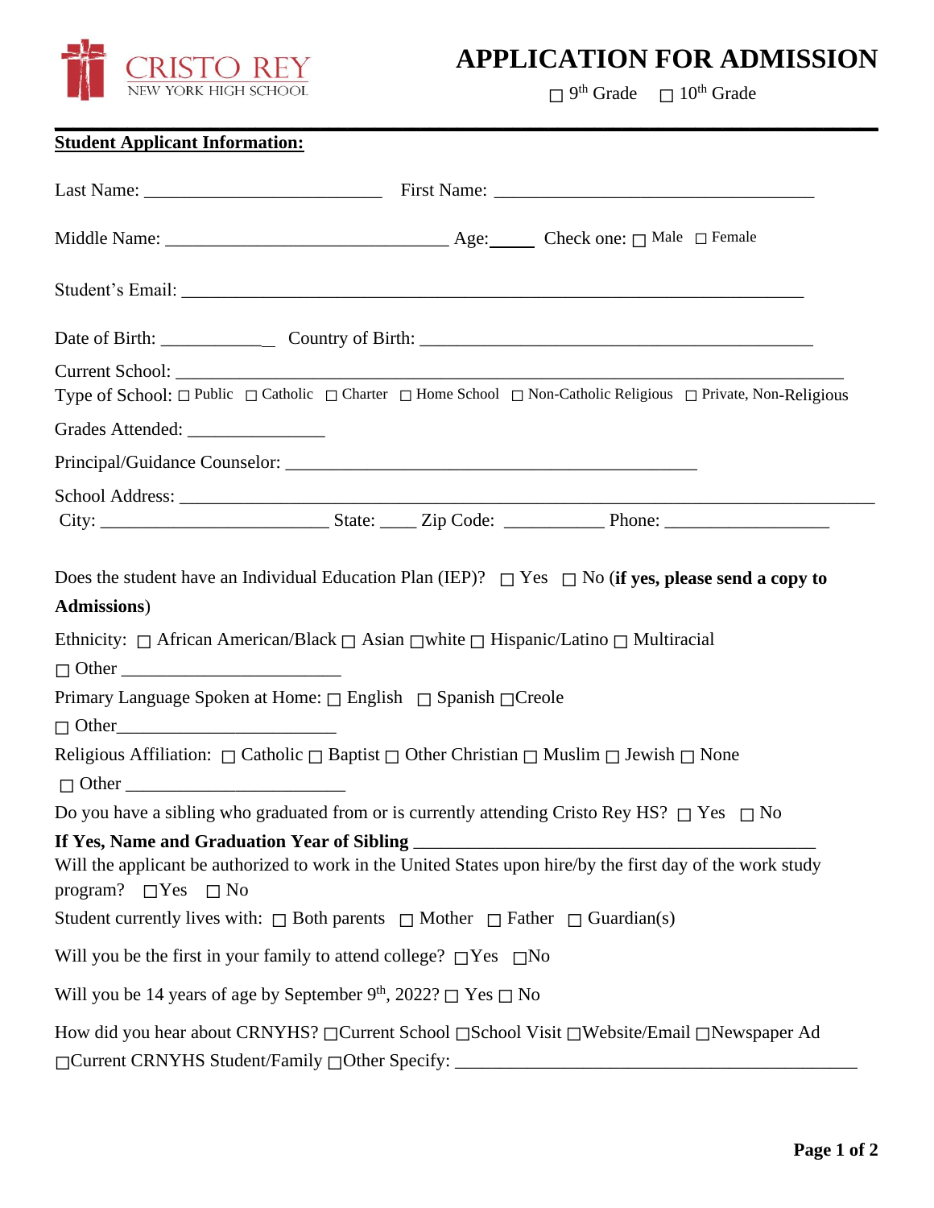CRISTO REY
NEW YORK HIGH SCHOOL

# APPLICATION FOR ADMISSION

☐ 9th Grade ☐ 10th Grade

**Student Applicant Information:**

Last Name: ________________________ First Name: ________________________________

Middle Name: _____________________________ Age:_____ Check one: ☐ Male ☐ Female

Student's Email: ________________________________________________________________

Date of Birth: ____________ Country of Birth: ________________________________________

Current School: ____________________________________________________________________

Type of School: ☐ Public ☐ Catholic ☐ Charter ☐ Home School ☐ Non-Catholic Religious ☐ Private, Non-Religious

Grades Attended: ______________

Principal/Guidance Counselor: ________________________________________

School Address: ______________________________________________________________________

City: ________________________ State: ____ Zip Code: __________ Phone: _________________

Does the student have an Individual Education Plan (IEP)? ☐ Yes ☐ No (**if yes, please send a copy to Admissions**)

Ethnicity: ☐ African American/Black ☐ Asian ☐white ☐ Hispanic/Latino ☐ Multiracial
☐ Other ______________________

Primary Language Spoken at Home: ☐ English ☐ Spanish ☐Creole
☐ Other______________________

Religious Affiliation: ☐ Catholic ☐ Baptist ☐ Other Christian ☐ Muslim ☐ Jewish ☐ None
☐ Other ______________________

Do you have a sibling who graduated from or is currently attending Cristo Rey HS? ☐ Yes ☐ No

**If Yes, Name and Graduation Year of Sibling** ________________________________________

Will the applicant be authorized to work in the United States upon hire/by the first day of the work study program? ☐Yes ☐ No

Student currently lives with: ☐ Both parents ☐ Mother ☐ Father ☐ Guardian(s)

Will you be the first in your family to attend college? ☐Yes ☐No

Will you be 14 years of age by September 9th, 2022? ☐ Yes ☐ No

How did you hear about CRNYHS? ☐Current School ☐School Visit ☐Website/Email ☐Newspaper Ad
☐Current CRNYHS Student/Family ☐Other Specify: ________________________________________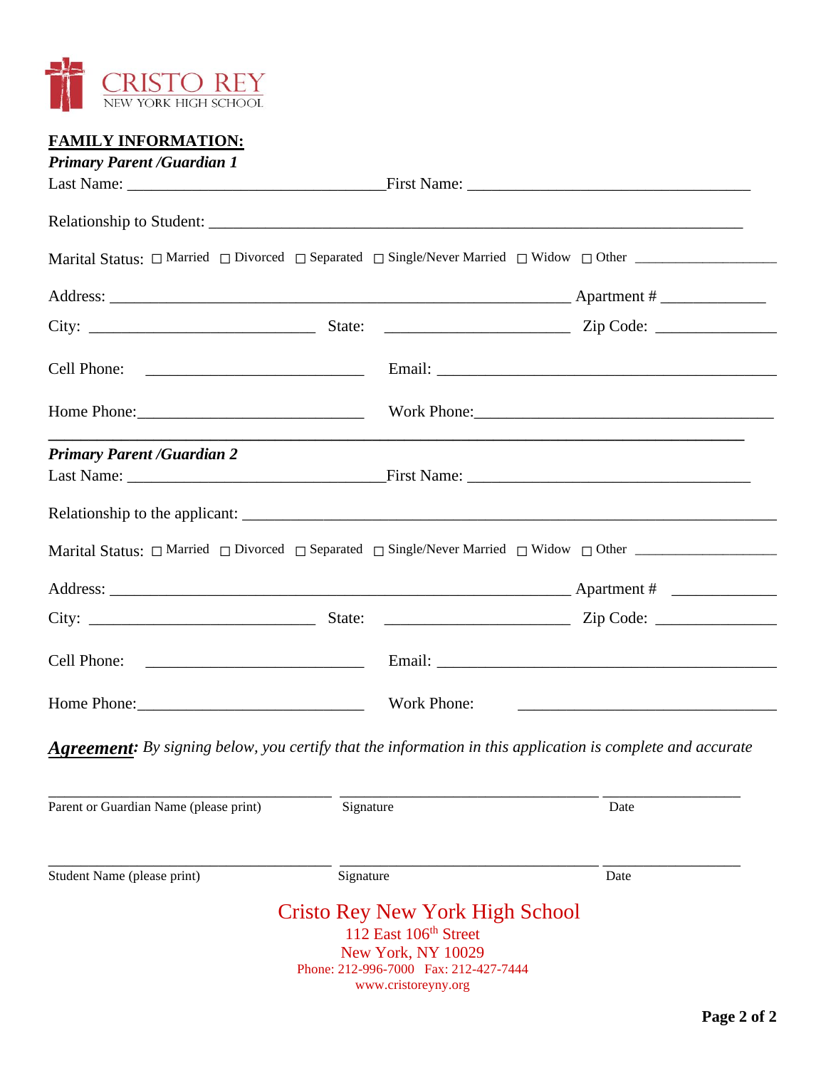CRISTO REY
NEW YORK HIGH SCHOOL

**FAMILY INFORMATION:**

***Primary Parent /Guardian 1***

Last Name: _______________________________ First Name: __________________________________

Relationship to Student: _________________________________________________________________

Marital Status: ☐ Married ☐ Divorced ☐ Separated ☐ Single/Never Married ☐ Widow ☐ Other ___________________

Address: _______________________________________________________ Apartment # _____________

City: ___________________________ State: ______________________ Zip Code: ______________

Cell Phone: __________________________ Email: _________________________________________

Home Phone: __________________________ Work Phone: ____________________________________

***Primary Parent /Guardian 2***

Last Name: _______________________________ First Name: __________________________________

Relationship to the applicant: ______________________________________________________________

Marital Status: ☐ Married ☐ Divorced ☐ Separated ☐ Single/Never Married ☐ Widow ☐ Other ___________________

Address: _______________________________________________________ Apartment # _____________

City: ___________________________ State: ______________________ Zip Code: ______________

Cell Phone: __________________________ Email: _________________________________________

Home Phone: __________________________ Work Phone: _______________________________

***Agreement**: By signing below, you certify that the information in this application is complete and accurate*

____________________________________ ________________________________ _________________

Parent or Guardian Name (please print) Signature Date

____________________________________ ________________________________ _________________

Student Name (please print) Signature Date

Cristo Rey New York High School
112 East 106th Street
New York, NY 10029
Phone: 212-996-7000 Fax: 212-427-7444
www.cristoreyny.org